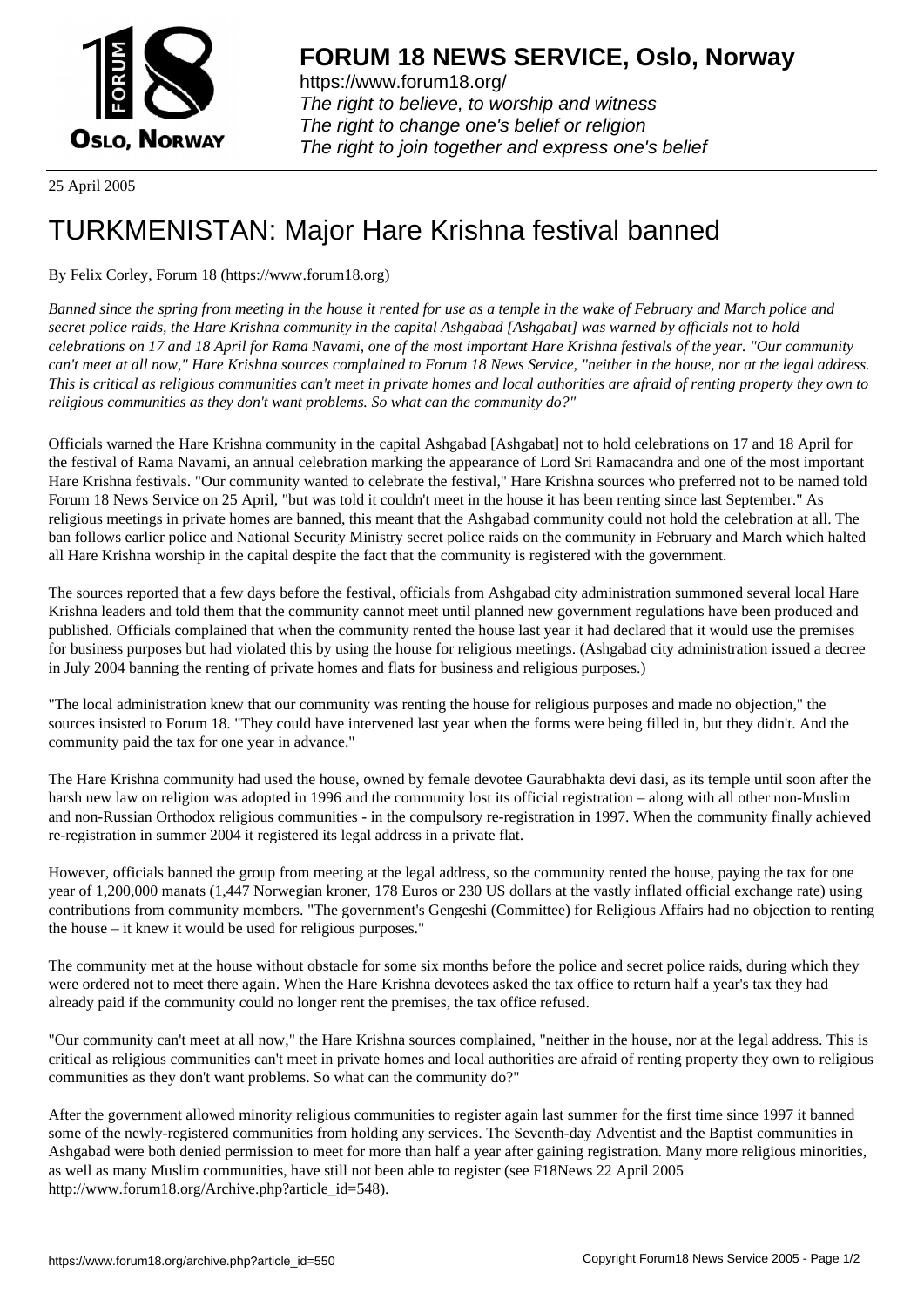25 April 2005

# TURKMENISTAN: Major Hare Krishna festival banned

By Felix Corley, Forum 18 (https://www.forum18.org)

*Banned since the spring from meeting in the house it rented for use as a temple in the wake of February and March police and secret police raids, the Hare Krishna community in the capital Ashgabad [Ashgabat] was warned by officials not to hold celebrations on 17 and 18 April for Rama Navami, one of the most important Hare Krishna festivals of the year. "Our community can't meet at all now," Hare Krishna sources complained to Forum 18 News Service, "neither in the house, nor at the legal address. This is critical as religious communities can't meet in private homes and local authorities are afraid of renting property they own to religious communities as they don't want problems. So what can the community do?"*

Officials warned the Hare Krishna community in the capital Ashgabad [Ashgabat] not to hold celebrations on 17 and 18 April for the festival of Rama Navami, an annual celebration marking the appearance of Lord Sri Ramacandra and one of the most important Hare Krishna festivals. "Our community wanted to celebrate the festival," Hare Krishna sources who preferred not to be named told Forum 18 News Service on 25 April, "but was told it couldn't meet in the house it has been renting since last September." As religious meetings in private homes are banned, this meant that the Ashgabad community could not hold the celebration at all. The ban follows earlier police and National Security Ministry secret police raids on the community in February and March which halted all Hare Krishna worship in the capital despite the fact that the community is registered with the government.

The sources reported that a few days before the festival, officials from Ashgabad city administration summoned several local Hare Krishna leaders and told them that the community cannot meet until planned new government regulations have been produced and published. Officials complained that when the community rented the house last year it had declared that it would use the premises for business purposes but had violated this by using the house for religious meetings. (Ashgabad city administration issued a decree in July 2004 banning the renting of private homes and flats for business and religious purposes.)

"The local administration knew that our community was renting the house for religious purposes and made no objection," the sources insisted to Forum 18. "They could have intervened last year when the forms were being filled in, but they didn't. And the community paid the tax for one year in advance."

The Hare Krishna community had used the house, owned by female devotee Gaurabhakta devi dasi, as its temple until soon after the harsh new law on religion was adopted in 1996 and the community lost its official registration – along with all other non-Muslim and non-Russian Orthodox religious communities - in the compulsory re-registration in 1997. When the community finally achieved re-registration in summer 2004 it registered its legal address in a private flat.

However, officials banned the group from meeting at the legal address, so the community rented the house, paying the tax for one year of 1,200,000 manats (1,447 Norwegian kroner, 178 Euros or 230 US dollars at the vastly inflated official exchange rate) using contributions from community members. "The government's Gengeshi (Committee) for Religious Affairs had no objection to renting the house – it knew it would be used for religious purposes."

The community met at the house without obstacle for some six months before the police and secret police raids, during which they were ordered not to meet there again. When the Hare Krishna devotees asked the tax office to return half a year's tax they had already paid if the community could no longer rent the premises, the tax office refused.

"Our community can't meet at all now," the Hare Krishna sources complained, "neither in the house, nor at the legal address. This is critical as religious communities can't meet in private homes and local authorities are afraid of renting property they own to religious communities as they don't want problems. So what can the community do?"

After the government allowed minority religious communities to register again last summer for the first time since 1997 it banned some of the newly-registered communities from holding any services. The Seventh-day Adventist and the Baptist communities in Ashgabad were both denied permission to meet for more than half a year after gaining registration. Many more religious minorities, as well as many Muslim communities, have still not been able to register (see F18News 22 April 2005 http://www.forum18.org/Archive.php?article_id=548).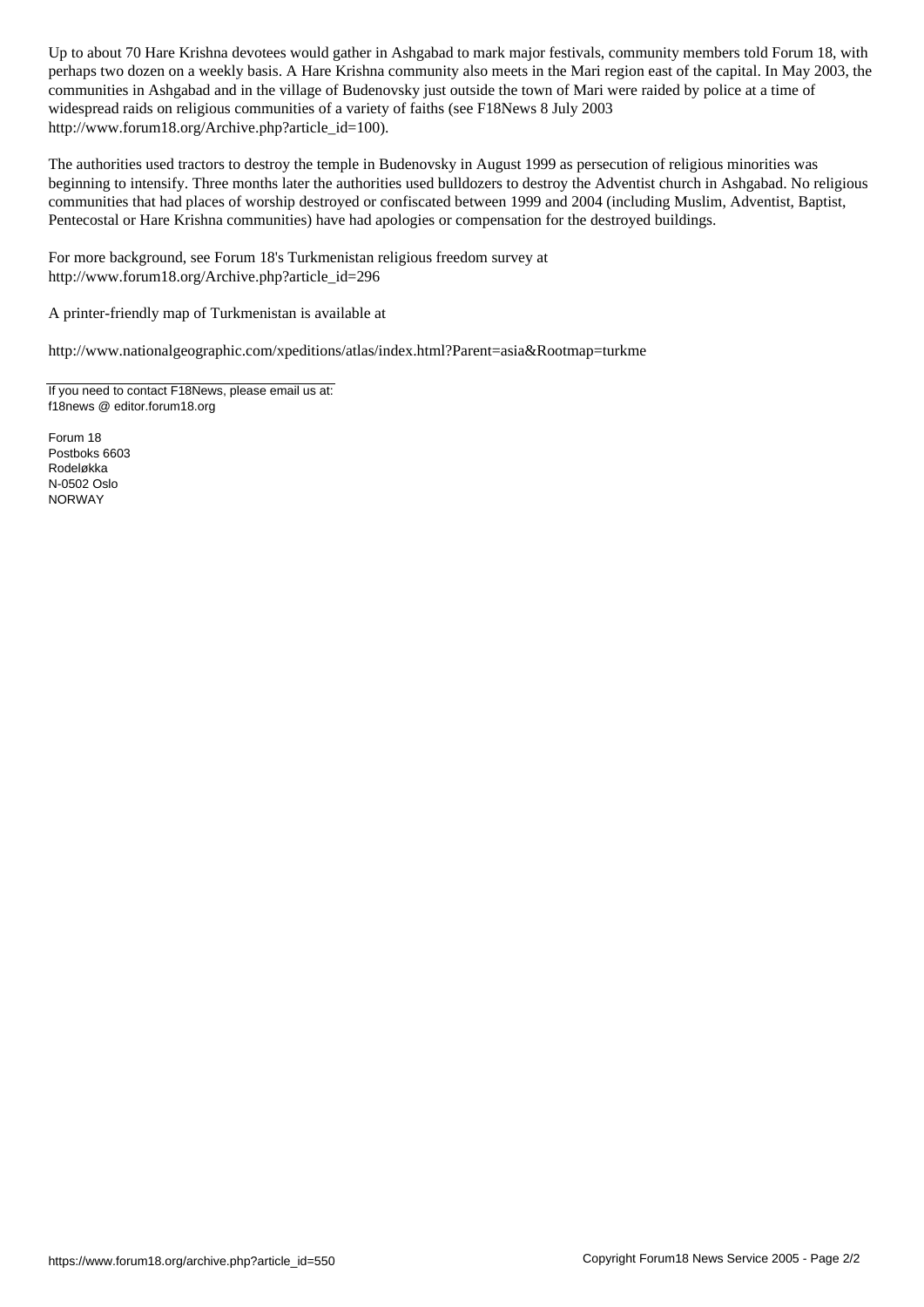Up to about 70 Hare Krishna devotees would gather in Ashgabad to mark major festivals, community members told Forum 18, with perhaps two dozen on a weekly basis. A Hare Krishna community also meets in the Mari region east of the capital. In May 2003, the communities in Ashgabad and in the village of Budenovsky just outside the town of Mari were raided by police at a time of widespread raids on religious communities of a variety of faiths (see F18News 8 July 2003 http://www.forum18.org/Archive.php?article_id=100).

The authorities used tractors to destroy the temple in Budenovsky in August 1999 as persecution of religious minorities was beginning to intensify. Three months later the authorities used bulldozers to destroy the Adventist church in Ashgabad. No religious communities that had places of worship destroyed or confiscated between 1999 and 2004 (including Muslim, Adventist, Baptist, Pentecostal or Hare Krishna communities) have had apologies or compensation for the destroyed buildings.

For more background, see Forum 18's Turkmenistan religious freedom survey at http://www.forum18.org/Archive.php?article_id=296

A printer-friendly map of Turkmenistan is available at

http://www.nationalgeographic.com/xpeditions/atlas/index.html?Parent=asia&Rootmap=turkme

---

If you need to contact F18News, please email us at:
f18news @ editor.forum18.org

Forum 18
Postboks 6603
Rodeløkka
N-0502 Oslo
NORWAY